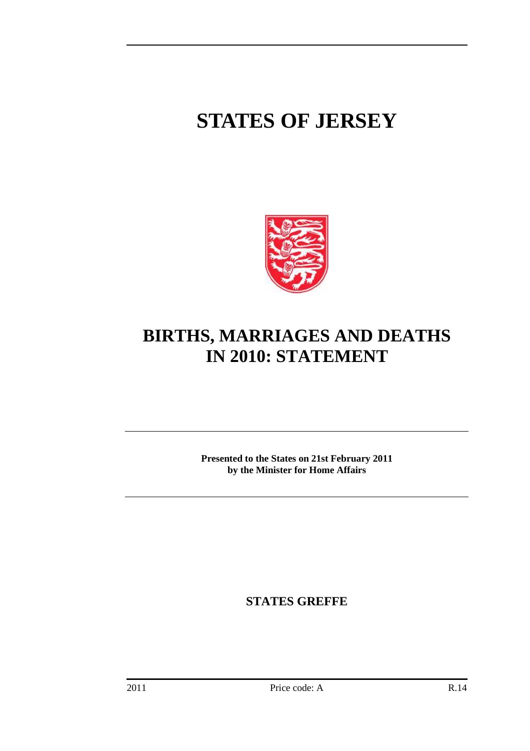# STATES OF JERSEY

# BIRTHS, MARRIAGES AND DEATHS IN 2010: STATEMENT

**Presented to the States on 21st February 2011 by the Minister for Home Affairs**

**STATES GREFFE**

2011 Price code: A R.14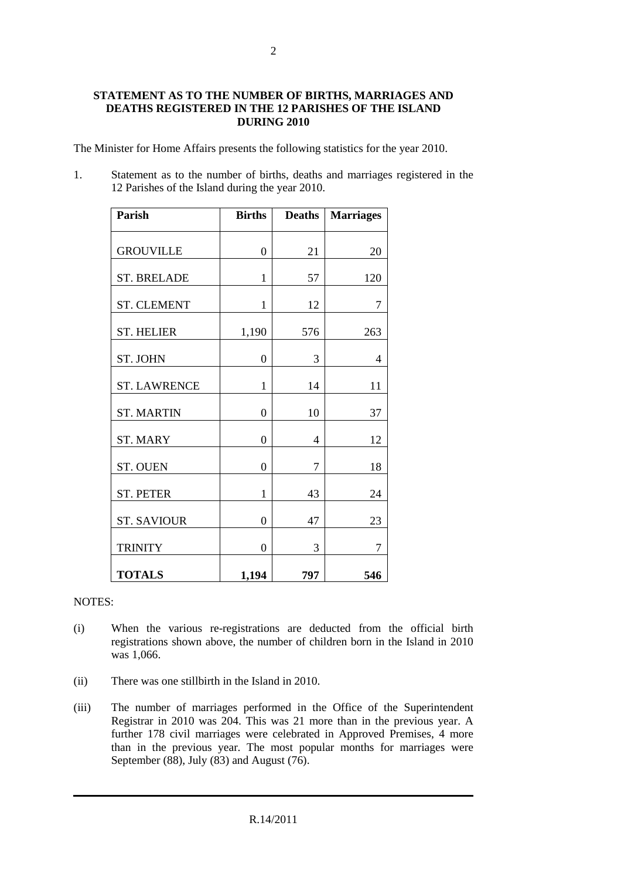**STATEMENT AS TO THE NUMBER OF BIRTHS, MARRIAGES AND DEATHS REGISTERED IN THE 12 PARISHES OF THE ISLAND DURING 2010**

The Minister for Home Affairs presents the following statistics for the year 2010.

1. Statement as to the number of births, deaths and marriages registered in the 12 Parishes of the Island during the year 2010.

| Parish | Births | Deaths | Marriages |
|---|---|---|---|
| GROUVILLE | 0 | 21 | 20 |
| ST. BRELADE | 1 | 57 | 120 |
| ST. CLEMENT | 1 | 12 | 7 |
| ST. HELIER | 1,190 | 576 | 263 |
| ST. JOHN | 0 | 3 | 4 |
| ST. LAWRENCE | 1 | 14 | 11 |
| ST. MARTIN | 0 | 10 | 37 |
| ST. MARY | 0 | 4 | 12 |
| ST. OUEN | 0 | 7 | 18 |
| ST. PETER | 1 | 43 | 24 |
| ST. SAVIOUR | 0 | 47 | 23 |
| TRINITY | 0 | 3 | 7 |
| **TOTALS** | **1,194** | **797** | **546** |

NOTES:

(i) When the various re-registrations are deducted from the official birth registrations shown above, the number of children born in the Island in 2010 was 1,066.

(ii) There was one stillbirth in the Island in 2010.

(iii) The number of marriages performed in the Office of the Superintendent Registrar in 2010 was 204. This was 21 more than in the previous year. A further 178 civil marriages were celebrated in Approved Premises, 4 more than in the previous year. The most popular months for marriages were September (88), July (83) and August (76).

R.14/2011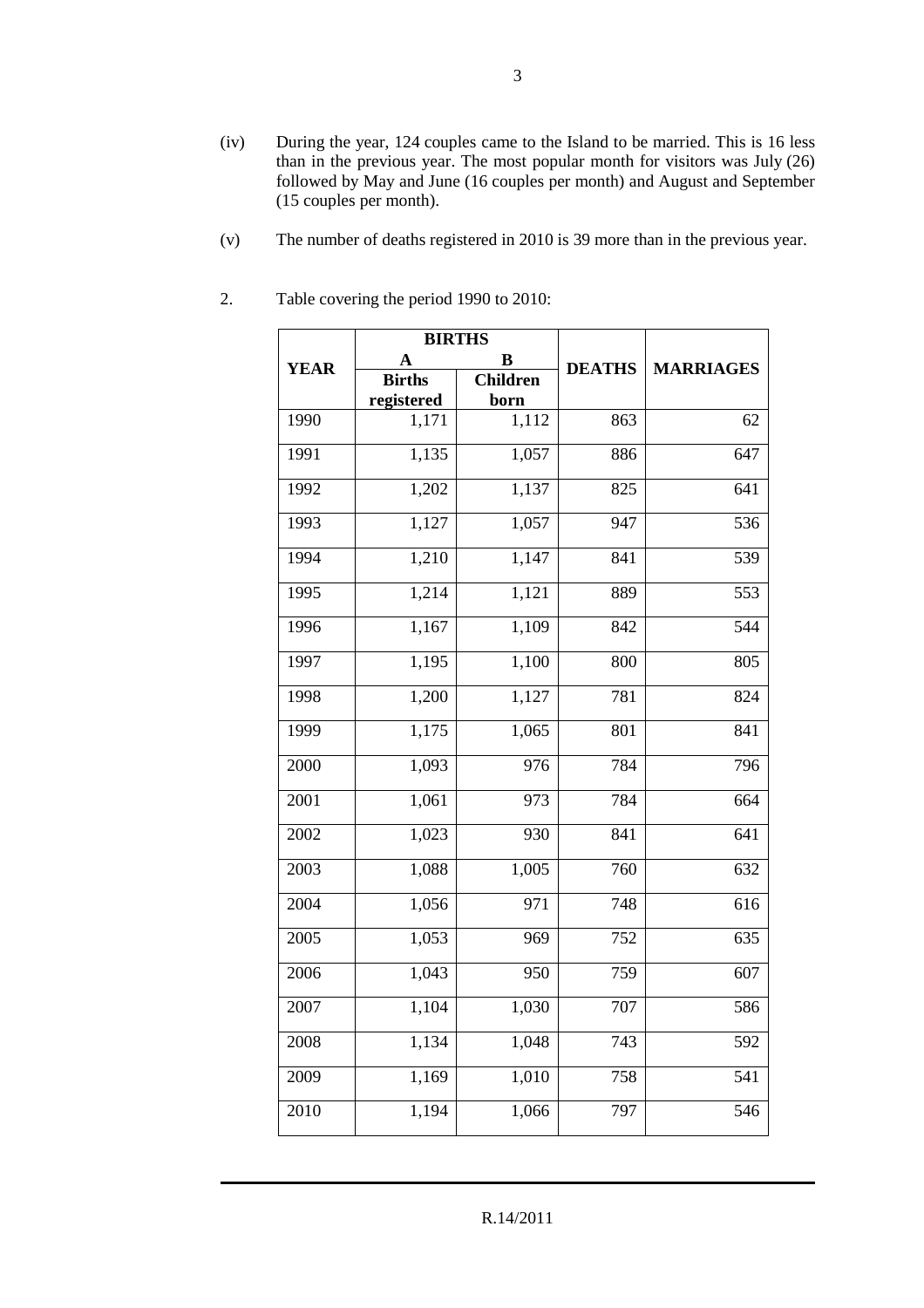(iv) During the year, 124 couples came to the Island to be married. This is 16 less than in the previous year. The most popular month for visitors was July (26) followed by May and June (16 couples per month) and August and September (15 couples per month).

(v) The number of deaths registered in 2010 is 39 more than in the previous year.

2. Table covering the period 1990 to 2010:

| YEAR | BIRTHS | | DEATHS | MARRIAGES |
|---|---|---|---|---|
| | **A** Births registered | **B** Children born | | |
| 1990 | 1,171 | 1,112 | 863 | 62 |
| 1991 | 1,135 | 1,057 | 886 | 647 |
| 1992 | 1,202 | 1,137 | 825 | 641 |
| 1993 | 1,127 | 1,057 | 947 | 536 |
| 1994 | 1,210 | 1,147 | 841 | 539 |
| 1995 | 1,214 | 1,121 | 889 | 553 |
| 1996 | 1,167 | 1,109 | 842 | 544 |
| 1997 | 1,195 | 1,100 | 800 | 805 |
| 1998 | 1,200 | 1,127 | 781 | 824 |
| 1999 | 1,175 | 1,065 | 801 | 841 |
| 2000 | 1,093 | 976 | 784 | 796 |
| 2001 | 1,061 | 973 | 784 | 664 |
| 2002 | 1,023 | 930 | 841 | 641 |
| 2003 | 1,088 | 1,005 | 760 | 632 |
| 2004 | 1,056 | 971 | 748 | 616 |
| 2005 | 1,053 | 969 | 752 | 635 |
| 2006 | 1,043 | 950 | 759 | 607 |
| 2007 | 1,104 | 1,030 | 707 | 586 |
| 2008 | 1,134 | 1,048 | 743 | 592 |
| 2009 | 1,169 | 1,010 | 758 | 541 |
| 2010 | 1,194 | 1,066 | 797 | 546 |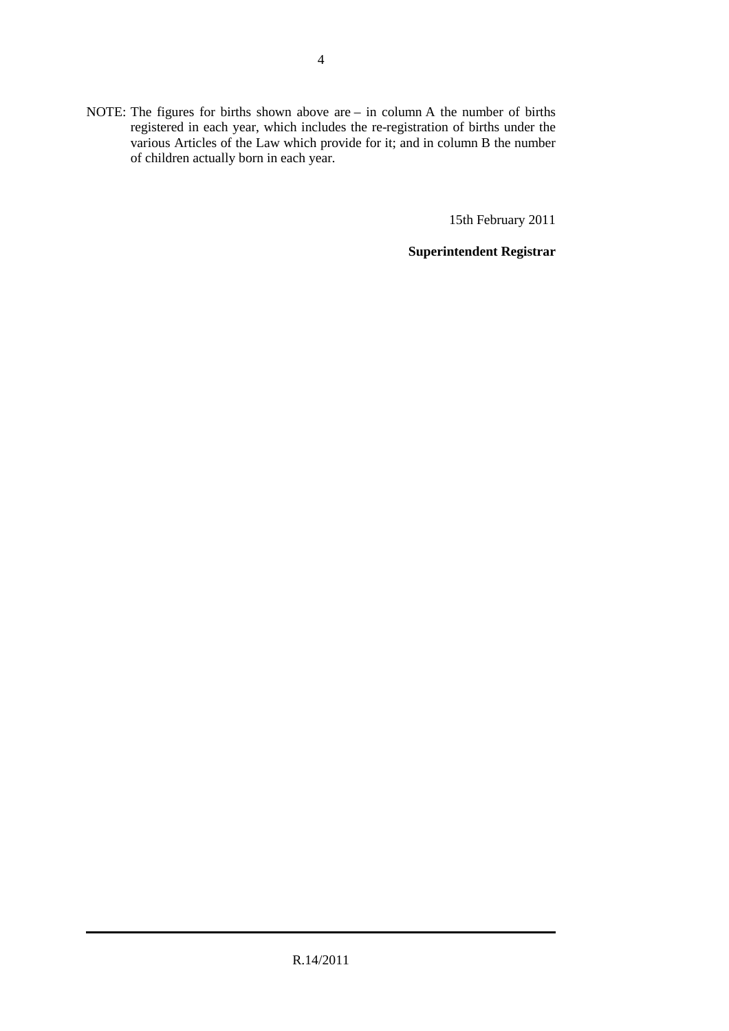NOTE: The figures for births shown above are – in column A the number of births registered in each year, which includes the re-registration of births under the various Articles of the Law which provide for it; and in column B the number of children actually born in each year.

15th February 2011

**Superintendent Registrar**

R.14/2011